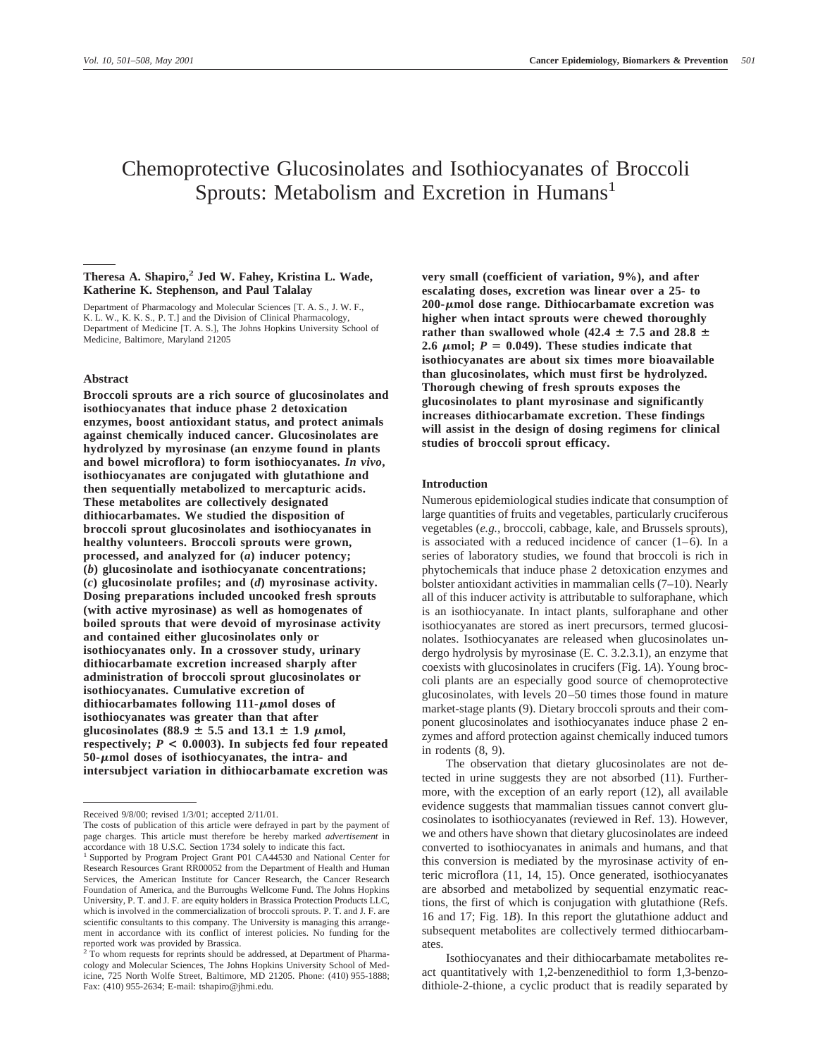# Chemoprotective Glucosinolates and Isothiocyanates of Broccoli Sprouts: Metabolism and Excretion in Humans[1]

**Theresa A. Shapiro,[2] Jed W. Fahey, Kristina L. Wade, Katherine K. Stephenson, and Paul Talalay**

Department of Pharmacology and Molecular Sciences [T. A. S., J. W. F., K. L. W., K. K. S., P. T.] and the Division of Clinical Pharmacology, Department of Medicine [T. A. S.], The Johns Hopkins University School of Medicine, Baltimore, Maryland 21205

## Abstract

**Broccoli sprouts are a rich source of glucosinolates and isothiocyanates that induce phase 2 detoxication enzymes, boost antioxidant status, and protect animals against chemically induced cancer. Glucosinolates are hydrolyzed by myrosinase (an enzyme found in plants and bowel microflora) to form isothiocyanates. *In vivo*, isothiocyanates are conjugated with glutathione and then sequentially metabolized to mercapturic acids. These metabolites are collectively designated dithiocarbamates. We studied the disposition of broccoli sprout glucosinolates and isothiocyanates in healthy volunteers. Broccoli sprouts were grown, processed, and analyzed for (*a*) inducer potency; (*b*) glucosinolate and isothiocyanate concentrations; (*c*) glucosinolate profiles; and (*d*) myrosinase activity. Dosing preparations included uncooked fresh sprouts (with active myrosinase) as well as homogenates of boiled sprouts that were devoid of myrosinase activity and contained either glucosinolates only or isothiocyanates only. In a crossover study, urinary dithiocarbamate excretion increased sharply after administration of broccoli sprout glucosinolates or isothiocyanates. Cumulative excretion of dithiocarbamates following 111-μmol doses of isothiocyanates was greater than that after glucosinolates (88.9 ± 5.5 and 13.1 ± 1.9 μmol, respectively; $P < 0.0003$). In subjects fed four repeated 50-μmol doses of isothiocyanates, the intra- and intersubject variation in dithiocarbamate excretion was very small (coefficient of variation, 9%), and after escalating doses, excretion was linear over a 25- to 200-μmol dose range. Dithiocarbamate excretion was higher when intact sprouts were chewed thoroughly rather than swallowed whole (42.4 ± 7.5 and 28.8 ± 2.6 μmol; $P = 0.049$). These studies indicate that isothiocyanates are about six times more bioavailable than glucosinolates, which must first be hydrolyzed. Thorough chewing of fresh sprouts exposes the glucosinolates to plant myrosinase and significantly increases dithiocarbamate excretion. These findings will assist in the design of dosing regimens for clinical studies of broccoli sprout efficacy.**

## Introduction

Numerous epidemiological studies indicate that consumption of large quantities of fruits and vegetables, particularly cruciferous vegetables (*e.g.*, broccoli, cabbage, kale, and Brussels sprouts), is associated with a reduced incidence of cancer (1–6). In a series of laboratory studies, we found that broccoli is rich in phytochemicals that induce phase 2 detoxication enzymes and bolster antioxidant activities in mammalian cells (7–10). Nearly all of this inducer activity is attributable to sulforaphane, which is an isothiocyanate. In intact plants, sulforaphane and other isothiocyanates are stored as inert precursors, termed glucosinolates. Isothiocyanates are released when glucosinolates undergo hydrolysis by myrosinase (E. C. 3.2.3.1), an enzyme that coexists with glucosinolates in crucifers (Fig. 1*A*). Young broccoli plants are an especially good source of chemoprotective glucosinolates, with levels 20–50 times those found in mature market-stage plants (9). Dietary broccoli sprouts and their component glucosinolates and isothiocyanates induce phase 2 enzymes and afford protection against chemically induced tumors in rodents (8, 9).

The observation that dietary glucosinolates are not detected in urine suggests they are not absorbed (11). Furthermore, with the exception of an early report (12), all available evidence suggests that mammalian tissues cannot convert glucosinolates to isothiocyanates (reviewed in Ref. 13). However, we and others have shown that dietary glucosinolates are indeed converted to isothiocyanates in animals and humans, and that this conversion is mediated by the myrosinase activity of enteric microflora (11, 14, 15). Once generated, isothiocyanates are absorbed and metabolized by sequential enzymatic reactions, the first of which is conjugation with glutathione (Refs. 16 and 17; Fig. 1*B*). In this report the glutathione adduct and subsequent metabolites are collectively termed dithiocarbamates.

Isothiocyanates and their dithiocarbamate metabolites react quantitatively with 1,2-benzenedithiol to form 1,3-benzodithiole-2-thione, a cyclic product that is readily separated by

---

Received 9/8/00; revised 1/3/01; accepted 2/11/01.

The costs of publication of this article were defrayed in part by the payment of page charges. This article must therefore be hereby marked *advertisement* in accordance with 18 U.S.C. Section 1734 solely to indicate this fact.

[1] Supported by Program Project Grant P01 CA44530 and National Center for Research Resources Grant RR00052 from the Department of Health and Human Services, the American Institute for Cancer Research, the Cancer Research Foundation of America, and the Burroughs Wellcome Fund. The Johns Hopkins University, P. T. and J. F. are equity holders in Brassica Protection Products LLC, which is involved in the commercialization of broccoli sprouts. P. T. and J. F. are scientific consultants to this company. The University is managing this arrangement in accordance with its conflict of interest policies. No funding for the reported work was provided by Brassica.

[2] To whom requests for reprints should be addressed, at Department of Pharmacology and Molecular Sciences, The Johns Hopkins University School of Medicine, 725 North Wolfe Street, Baltimore, MD 21205. Phone: (410) 955-1888; Fax: (410) 955-2634; E-mail: tshapiro@jhmi.edu.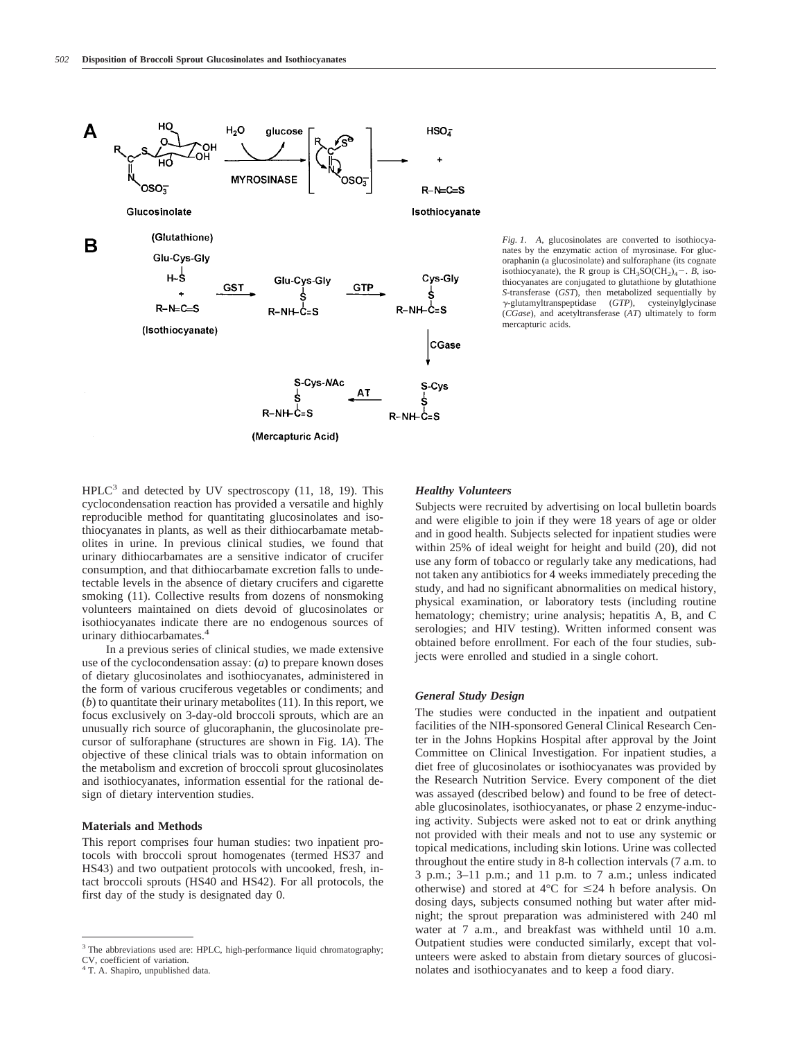*Fig. 1.* *A*, glucosinolates are converted to isothiocyanates by the enzymatic action of myrosinase. For glucoraphanin (a glucosinolate) and sulforaphane (its cognate isothiocyanate), the R group is $CH_3SO(CH_2)_4-$. *B*, isothiocyanates are conjugated to glutathione by glutathione *S*-transferase (*GST*), then metabolized sequentially by γ-glutamyltranspeptidase (*GTP*), cysteinylglycinase (*CGase*), and acetyltransferase (*AT*) ultimately to form mercapturic acids.

HPLC[3] and detected by UV spectroscopy (11, 18, 19). This cyclocondensation reaction has provided a versatile and highly reproducible method for quantitating glucosinolates and isothiocyanates in plants, as well as their dithiocarbamate metabolites in urine. In previous clinical studies, we found that urinary dithiocarbamates are a sensitive indicator of crucifer consumption, and that dithiocarbamate excretion falls to undetectable levels in the absence of dietary crucifers and cigarette smoking (11). Collective results from dozens of nonsmoking volunteers maintained on diets devoid of glucosinolates or isothiocyanates indicate there are no endogenous sources of urinary dithiocarbamates.[4]

In a previous series of clinical studies, we made extensive use of the cyclocondensation assay: (*a*) to prepare known doses of dietary glucosinolates and isothiocyanates, administered in the form of various cruciferous vegetables or condiments; and (*b*) to quantitate their urinary metabolites (11). In this report, we focus exclusively on 3-day-old broccoli sprouts, which are an unusually rich source of glucoraphanin, the glucosinolate precursor of sulforaphane (structures are shown in Fig. 1*A*). The objective of these clinical trials was to obtain information on the metabolism and excretion of broccoli sprout glucosinolates and isothiocyanates, information essential for the rational design of dietary intervention studies.

## Materials and Methods

This report comprises four human studies: two inpatient protocols with broccoli sprout homogenates (termed HS37 and HS43) and two outpatient protocols with uncooked, fresh, intact broccoli sprouts (HS40 and HS42). For all protocols, the first day of the study is designated day 0.

### *Healthy Volunteers*

Subjects were recruited by advertising on local bulletin boards and were eligible to join if they were 18 years of age or older and in good health. Subjects selected for inpatient studies were within 25% of ideal weight for height and build (20), did not use any form of tobacco or regularly take any medications, had not taken any antibiotics for 4 weeks immediately preceding the study, and had no significant abnormalities on medical history, physical examination, or laboratory tests (including routine hematology; chemistry; urine analysis; hepatitis A, B, and C serologies; and HIV testing). Written informed consent was obtained before enrollment. For each of the four studies, subjects were enrolled and studied in a single cohort.

### *General Study Design*

The studies were conducted in the inpatient and outpatient facilities of the NIH-sponsored General Clinical Research Center in the Johns Hopkins Hospital after approval by the Joint Committee on Clinical Investigation. For inpatient studies, a diet free of glucosinolates or isothiocyanates was provided by the Research Nutrition Service. Every component of the diet was assayed (described below) and found to be free of detectable glucosinolates, isothiocyanates, or phase 2 enzyme-inducing activity. Subjects were asked not to eat or drink anything not provided with their meals and not to use any systemic or topical medications, including skin lotions. Urine was collected throughout the entire study in 8-h collection intervals (7 a.m. to 3 p.m.; 3–11 p.m.; and 11 p.m. to 7 a.m.; unless indicated otherwise) and stored at 4°C for ≤24 h before analysis. On dosing days, subjects consumed nothing but water after midnight; the sprout preparation was administered with 240 ml water at 7 a.m., and breakfast was withheld until 10 a.m. Outpatient studies were conducted similarly, except that volunteers were asked to abstain from dietary sources of glucosinolates and isothiocyanates and to keep a food diary.

---

[3] The abbreviations used are: HPLC, high-performance liquid chromatography; CV, coefficient of variation.

[4] T. A. Shapiro, unpublished data.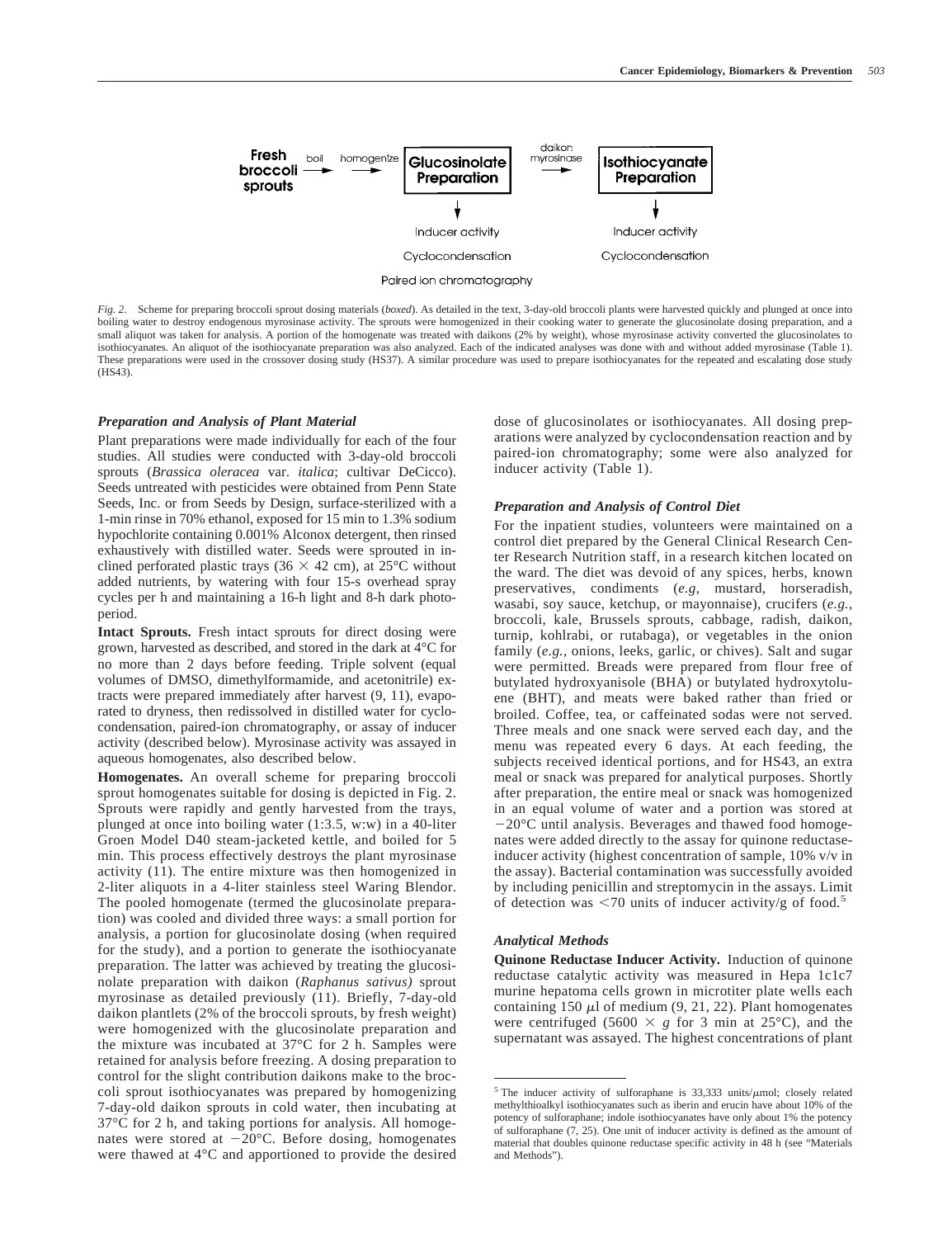Fresh broccoli sprouts → boil → homogenize → **Glucosinolate Preparation** → daikon myrosinase → **Isothiocyanate Preparation**

Glucosinolate Preparation: Inducer activity; Cyclocondensation; Paired ion chromatography

Isothiocyanate Preparation: Inducer activity; Cyclocondensation

*Fig. 2.* Scheme for preparing broccoli sprout dosing materials (*boxed*). As detailed in the text, 3-day-old broccoli plants were harvested quickly and plunged at once into boiling water to destroy endogenous myrosinase activity. The sprouts were homogenized in their cooking water to generate the glucosinolate dosing preparation, and a small aliquot was taken for analysis. A portion of the homogenate was treated with daikons (2% by weight), whose myrosinase activity converted the glucosinolates to isothiocyanates. An aliquot of the isothiocyanate preparation was also analyzed. Each of the indicated analyses was done with and without added myrosinase (Table 1). These preparations were used in the crossover dosing study (HS37). A similar procedure was used to prepare isothiocyanates for the repeated and escalating dose study (HS43).

### *Preparation and Analysis of Plant Material*

Plant preparations were made individually for each of the four studies. All studies were conducted with 3-day-old broccoli sprouts (*Brassica oleracea* var. *italica*; cultivar DeCicco). Seeds untreated with pesticides were obtained from Penn State Seeds, Inc. or from Seeds by Design, surface-sterilized with a 1-min rinse in 70% ethanol, exposed for 15 min to 1.3% sodium hypochlorite containing 0.001% Alconox detergent, then rinsed exhaustively with distilled water. Seeds were sprouted in inclined perforated plastic trays ($36 \times 42$ cm), at 25°C without added nutrients, by watering with four 15-s overhead spray cycles per h and maintaining a 16-h light and 8-h dark photoperiod.

**Intact Sprouts.** Fresh intact sprouts for direct dosing were grown, harvested as described, and stored in the dark at 4°C for no more than 2 days before feeding. Triple solvent (equal volumes of DMSO, dimethylformamide, and acetonitrile) extracts were prepared immediately after harvest (9, 11), evaporated to dryness, then redissolved in distilled water for cyclocondensation, paired-ion chromatography, or assay of inducer activity (described below). Myrosinase activity was assayed in aqueous homogenates, also described below.

**Homogenates.** An overall scheme for preparing broccoli sprout homogenates suitable for dosing is depicted in Fig. 2. Sprouts were rapidly and gently harvested from the trays, plunged at once into boiling water (1:3.5, w:w) in a 40-liter Groen Model D40 steam-jacketed kettle, and boiled for 5 min. This process effectively destroys the plant myrosinase activity (11). The entire mixture was then homogenized in 2-liter aliquots in a 4-liter stainless steel Waring Blendor. The pooled homogenate (termed the glucosinolate preparation) was cooled and divided three ways: a small portion for analysis, a portion for glucosinolate dosing (when required for the study), and a portion to generate the isothiocyanate preparation. The latter was achieved by treating the glucosinolate preparation with daikon (*Raphanus sativus)* sprout myrosinase as detailed previously (11). Briefly, 7-day-old daikon plantlets (2% of the broccoli sprouts, by fresh weight) were homogenized with the glucosinolate preparation and the mixture was incubated at 37°C for 2 h. Samples were retained for analysis before freezing. A dosing preparation to control for the slight contribution daikons make to the broccoli sprout isothiocyanates was prepared by homogenizing 7-day-old daikon sprouts in cold water, then incubating at 37°C for 2 h, and taking portions for analysis. All homogenates were stored at −20°C. Before dosing, homogenates were thawed at 4°C and apportioned to provide the desired dose of glucosinolates or isothiocyanates. All dosing preparations were analyzed by cyclocondensation reaction and by paired-ion chromatography; some were also analyzed for inducer activity (Table 1).

### *Preparation and Analysis of Control Diet*

For the inpatient studies, volunteers were maintained on a control diet prepared by the General Clinical Research Center Research Nutrition staff, in a research kitchen located on the ward. The diet was devoid of any spices, herbs, known preservatives, condiments (*e.g*, mustard, horseradish, wasabi, soy sauce, ketchup, or mayonnaise), crucifers (*e.g.*, broccoli, kale, Brussels sprouts, cabbage, radish, daikon, turnip, kohlrabi, or rutabaga), or vegetables in the onion family (*e.g.*, onions, leeks, garlic, or chives). Salt and sugar were permitted. Breads were prepared from flour free of butylated hydroxyanisole (BHA) or butylated hydroxytoluene (BHT), and meats were baked rather than fried or broiled. Coffee, tea, or caffeinated sodas were not served. Three meals and one snack were served each day, and the menu was repeated every 6 days. At each feeding, the subjects received identical portions, and for HS43, an extra meal or snack was prepared for analytical purposes. Shortly after preparation, the entire meal or snack was homogenized in an equal volume of water and a portion was stored at −20°C until analysis. Beverages and thawed food homogenates were added directly to the assay for quinone reductase-inducer activity (highest concentration of sample, 10% v/v in the assay). Bacterial contamination was successfully avoided by including penicillin and streptomycin in the assays. Limit of detection was <70 units of inducer activity/g of food.[5]

### *Analytical Methods*

**Quinone Reductase Inducer Activity.** Induction of quinone reductase catalytic activity was measured in Hepa 1c1c7 murine hepatoma cells grown in microtiter plate wells each containing 150 $\mu$l of medium (9, 21, 22). Plant homogenates were centrifuged ($5600 \times g$ for 3 min at 25°C), and the supernatant was assayed. The highest concentrations of plant

[5] The inducer activity of sulforaphane is 33,333 units/$\mu$mol; closely related methylthioalkyl isothiocyanates such as iberin and erucin have about 10% of the potency of sulforaphane; indole isothiocyanates have only about 1% the potency of sulforaphane (7, 25). One unit of inducer activity is defined as the amount of material that doubles quinone reductase specific activity in 48 h (see "Materials and Methods").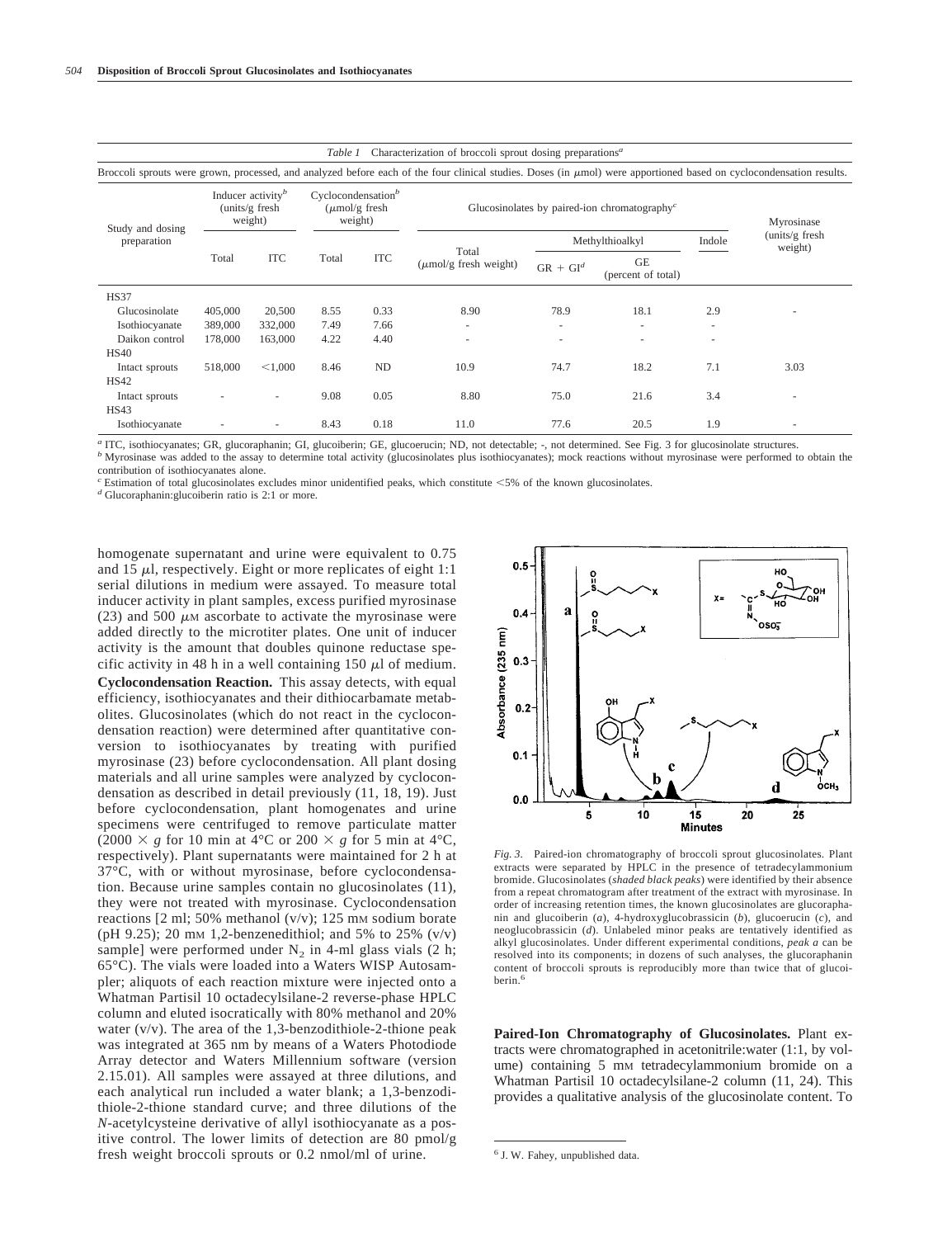*Table 1* Characterization of broccoli sprout dosing preparations[a]

Broccoli sprouts were grown, processed, and analyzed before each of the four clinical studies. Doses (in μmol) were apportioned based on cyclocondensation results.

| Study and dosing preparation | Inducer activity[b] (units/g fresh weight) | | Cyclocondensation[b] (μmol/g fresh weight) | | Glucosinolates by paired-ion chromatography[c] | | | | Myrosinase (units/g fresh weight) |
|---|---|---|---|---|---|---|---|---|---|
| | | | | | Total (μmol/g fresh weight) | Methylthioalkyl | | Indole | |
| | Total | ITC | Total | ITC | | GR + GI[d] | GE (percent of total) | | |
| HS37 | | | | | | | | | |
| Glucosinolate | 405,000 | 20,500 | 8.55 | 0.33 | 8.90 | 78.9 | 18.1 | 2.9 | - |
| Isothiocyanate | 389,000 | 332,000 | 7.49 | 7.66 | - | - | - | - | |
| Daikon control | 178,000 | 163,000 | 4.22 | 4.40 | - | - | - | - | |
| HS40 | | | | | | | | | |
| Intact sprouts | 518,000 | <1,000 | 8.46 | ND | 10.9 | 74.7 | 18.2 | 7.1 | 3.03 |
| HS42 | | | | | | | | | |
| Intact sprouts | - | - | 9.08 | 0.05 | 8.80 | 75.0 | 21.6 | 3.4 | - |
| HS43 | | | | | | | | | |
| Isothiocyanate | - | - | 8.43 | 0.18 | 11.0 | 77.6 | 20.5 | 1.9 | - |

[a] ITC, isothiocyanates; GR, glucoraphanin; GI, glucoiberin; GE, glucoerucin; ND, not detectable; -, not determined. See Fig. 3 for glucosinolate structures.
[b] Myrosinase was added to the assay to determine total activity (glucosinolates plus isothiocyanates); mock reactions without myrosinase were performed to obtain the contribution of isothiocyanates alone.
[c] Estimation of total glucosinolates excludes minor unidentified peaks, which constitute <5% of the known glucosinolates.
[d] Glucoraphanin:glucoiberin ratio is 2:1 or more.

homogenate supernatant and urine were equivalent to 0.75 and 15 μl, respectively. Eight or more replicates of eight 1:1 serial dilutions in medium were assayed. To measure total inducer activity in plant samples, excess purified myrosinase (23) and 500 μM ascorbate to activate the myrosinase were added directly to the microtiter plates. One unit of inducer activity is the amount that doubles quinone reductase specific activity in 48 h in a well containing 150 μl of medium.

**Cyclocondensation Reaction.** This assay detects, with equal efficiency, isothiocyanates and their dithiocarbamate metabolites. Glucosinolates (which do not react in the cyclocondensation reaction) were determined after quantitative conversion to isothiocyanates by treating with purified myrosinase (23) before cyclocondensation. All plant dosing materials and all urine samples were analyzed by cyclocondensation as described in detail previously (11, 18, 19). Just before cyclocondensation, plant homogenates and urine specimens were centrifuged to remove particulate matter ($2000 \times g$ for 10 min at 4°C or $200 \times g$ for 5 min at 4°C, respectively). Plant supernatants were maintained for 2 h at 37°C, with or without myrosinase, before cyclocondensation. Because urine samples contain no glucosinolates (11), they were not treated with myrosinase. Cyclocondensation reactions [2 ml; 50% methanol (v/v); 125 mM sodium borate (pH 9.25); 20 mM 1,2-benzenedithiol; and 5% to 25% (v/v) sample] were performed under $N_2$ in 4-ml glass vials (2 h; 65°C). The vials were loaded into a Waters WISP Autosampler; aliquots of each reaction mixture were injected onto a Whatman Partisil 10 octadecylsilane-2 reverse-phase HPLC column and eluted isocratically with 80% methanol and 20% water (v/v). The area of the 1,3-benzodithiole-2-thione peak was integrated at 365 nm by means of a Waters Photodiode Array detector and Waters Millennium software (version 2.15.01). All samples were assayed at three dilutions, and each analytical run included a water blank; a 1,3-benzodithiole-2-thione standard curve; and three dilutions of the *N*-acetylcysteine derivative of allyl isothiocyanate as a positive control. The lower limits of detection are 80 pmol/g fresh weight broccoli sprouts or 0.2 nmol/ml of urine.

*Fig. 3.* Paired-ion chromatography of broccoli sprout glucosinolates. Plant extracts were separated by HPLC in the presence of tetradecylammonium bromide. Glucosinolates (*shaded black peaks*) were identified by their absence from a repeat chromatogram after treatment of the extract with myrosinase. In order of increasing retention times, the known glucosinolates are glucoraphanin and glucoiberin (*a*), 4-hydroxyglucobrassicin (*b*), glucoerucin (*c*), and neoglucobrassicin (*d*). Unlabeled minor peaks are tentatively identified as alkyl glucosinolates. Under different experimental conditions, *peak a* can be resolved into its components; in dozens of such analyses, the glucoraphanin content of broccoli sprouts is reproducibly more than twice that of glucoiberin.[6]

**Paired-Ion Chromatography of Glucosinolates.** Plant extracts were chromatographed in acetonitrile:water (1:1, by volume) containing 5 mM tetradecylammonium bromide on a Whatman Partisil 10 octadecylsilane-2 column (11, 24). This provides a qualitative analysis of the glucosinolate content. To

[6] J. W. Fahey, unpublished data.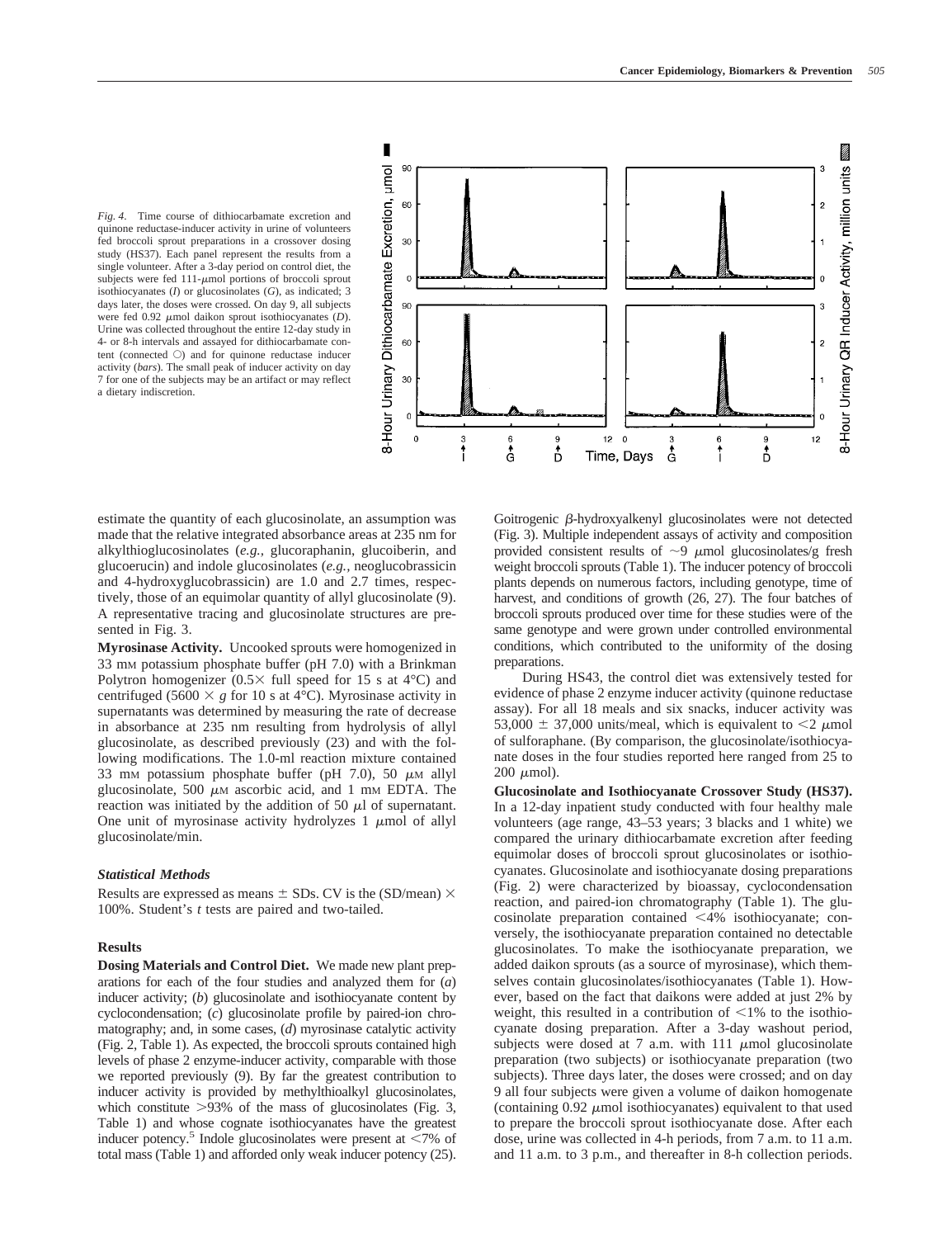*Fig. 4.* Time course of dithiocarbamate excretion and quinone reductase-inducer activity in urine of volunteers fed broccoli sprout preparations in a crossover dosing study (HS37). Each panel represent the results from a single volunteer. After a 3-day period on control diet, the subjects were fed 111-μmol portions of broccoli sprout isothiocyanates (*I*) or glucosinolates (*G*), as indicated; 3 days later, the doses were crossed. On day 9, all subjects were fed 0.92 μmol daikon sprout isothiocyanates (*D*). Urine was collected throughout the entire 12-day study in 4- or 8-h intervals and assayed for dithiocarbamate content (connected ○) and for quinone reductase inducer activity (*bars*). The small peak of inducer activity on day 7 for one of the subjects may be an artifact or may reflect a dietary indiscretion.

estimate the quantity of each glucosinolate, an assumption was made that the relative integrated absorbance areas at 235 nm for alkylthioglucosinolates (*e.g.*, glucoraphanin, glucoiberin, and glucoerucin) and indole glucosinolates (*e.g.*, neoglucobrassicin and 4-hydroxyglucobrassicin) are 1.0 and 2.7 times, respectively, those of an equimolar quantity of allyl glucosinolate (9). A representative tracing and glucosinolate structures are presented in Fig. 3.

**Myrosinase Activity.** Uncooked sprouts were homogenized in 33 mM potassium phosphate buffer (pH 7.0) with a Brinkman Polytron homogenizer (0.5× full speed for 15 s at 4°C) and centrifuged (5600 × *g* for 10 s at 4°C). Myrosinase activity in supernatants was determined by measuring the rate of decrease in absorbance at 235 nm resulting from hydrolysis of allyl glucosinolate, as described previously (23) and with the following modifications. The 1.0-ml reaction mixture contained 33 mM potassium phosphate buffer (pH 7.0), 50 μM allyl glucosinolate, 500 μM ascorbic acid, and 1 mM EDTA. The reaction was initiated by the addition of 50 μl of supernatant. One unit of myrosinase activity hydrolyzes 1 μmol of allyl glucosinolate/min.

### Statistical Methods

Results are expressed as means ± SDs. CV is the (SD/mean) × 100%. Student's *t* tests are paired and two-tailed.

## Results

**Dosing Materials and Control Diet.** We made new plant preparations for each of the four studies and analyzed them for (*a*) inducer activity; (*b*) glucosinolate and isothiocyanate content by cyclocondensation; (*c*) glucosinolate profile by paired-ion chromatography; and, in some cases, (*d*) myrosinase catalytic activity (Fig. 2, Table 1). As expected, the broccoli sprouts contained high levels of phase 2 enzyme-inducer activity, comparable with those we reported previously (9). By far the greatest contribution to inducer activity is provided by methylthioalkyl glucosinolates, which constitute >93% of the mass of glucosinolates (Fig. 3, Table 1) and whose cognate isothiocyanates have the greatest inducer potency.[5] Indole glucosinolates were present at <7% of total mass (Table 1) and afforded only weak inducer potency (25). Goitrogenic β-hydroxyalkenyl glucosinolates were not detected (Fig. 3). Multiple independent assays of activity and composition provided consistent results of ~9 μmol glucosinolates/g fresh weight broccoli sprouts (Table 1). The inducer potency of broccoli plants depends on numerous factors, including genotype, time of harvest, and conditions of growth (26, 27). The four batches of broccoli sprouts produced over time for these studies were of the same genotype and were grown under controlled environmental conditions, which contributed to the uniformity of the dosing preparations.

During HS43, the control diet was extensively tested for evidence of phase 2 enzyme inducer activity (quinone reductase assay). For all 18 meals and six snacks, inducer activity was 53,000 ± 37,000 units/meal, which is equivalent to <2 μmol of sulforaphane. (By comparison, the glucosinolate/isothiocyanate doses in the four studies reported here ranged from 25 to 200 μmol).

**Glucosinolate and Isothiocyanate Crossover Study (HS37).** In a 12-day inpatient study conducted with four healthy male volunteers (age range, 43–53 years; 3 blacks and 1 white) we compared the urinary dithiocarbamate excretion after feeding equimolar doses of broccoli sprout glucosinolates or isothiocyanates. Glucosinolate and isothiocyanate dosing preparations (Fig. 2) were characterized by bioassay, cyclocondensation reaction, and paired-ion chromatography (Table 1). The glucosinolate preparation contained <4% isothiocyanate; conversely, the isothiocyanate preparation contained no detectable glucosinolates. To make the isothiocyanate preparation, we added daikon sprouts (as a source of myrosinase), which themselves contain glucosinolates/isothiocyanates (Table 1). However, based on the fact that daikons were added at just 2% by weight, this resulted in a contribution of <1% to the isothiocyanate dosing preparation. After a 3-day washout period, subjects were dosed at 7 a.m. with 111 μmol glucosinolate preparation (two subjects) or isothiocyanate preparation (two subjects). Three days later, the doses were crossed; and on day 9 all four subjects were given a volume of daikon homogenate (containing 0.92 μmol isothiocyanates) equivalent to that used to prepare the broccoli sprout isothiocyanate dose. After each dose, urine was collected in 4-h periods, from 7 a.m. to 11 a.m. and 11 a.m. to 3 p.m., and thereafter in 8-h collection periods.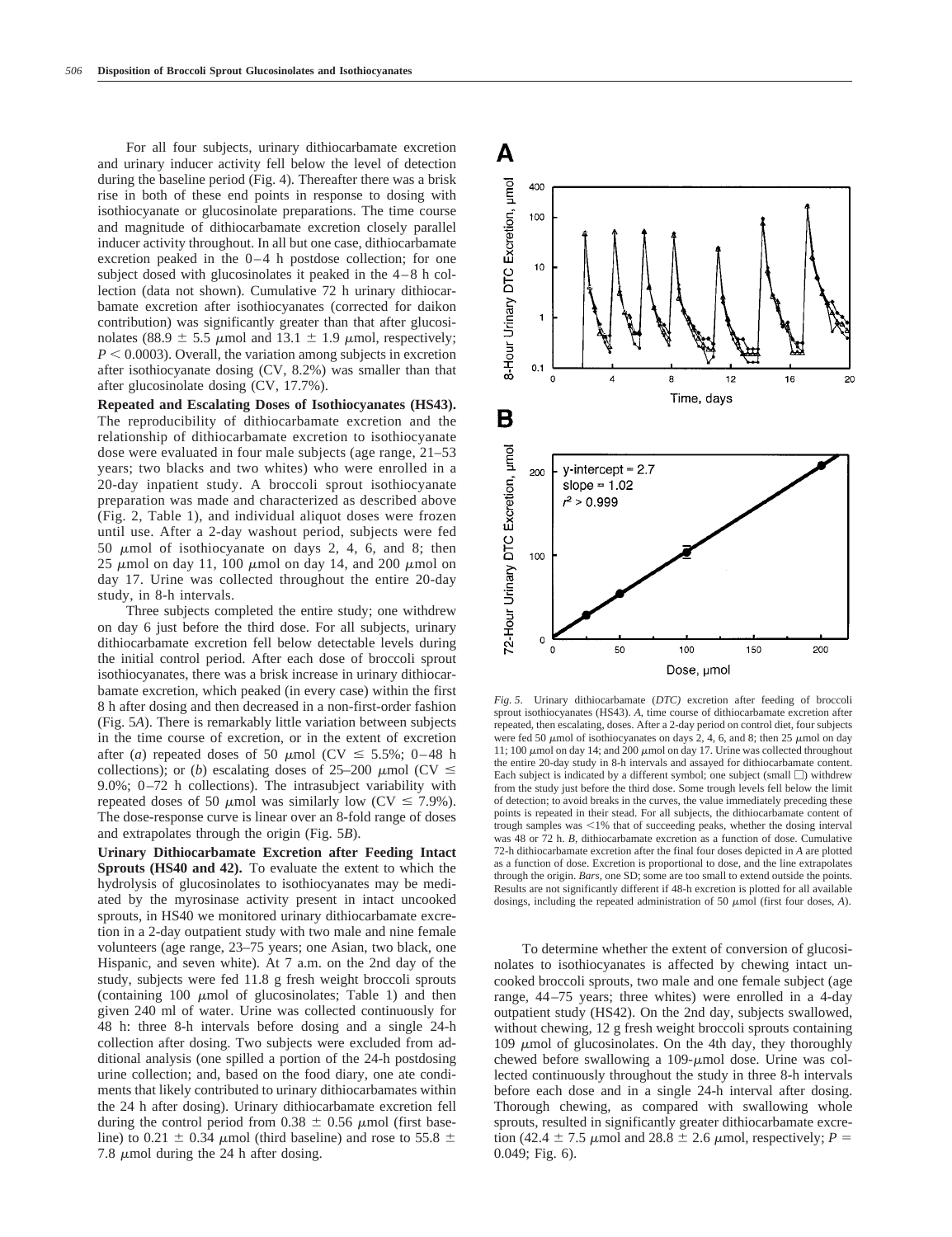For all four subjects, urinary dithiocarbamate excretion and urinary inducer activity fell below the level of detection during the baseline period (Fig. 4). Thereafter there was a brisk rise in both of these end points in response to dosing with isothiocyanate or glucosinolate preparations. The time course and magnitude of dithiocarbamate excretion closely parallel inducer activity throughout. In all but one case, dithiocarbamate excretion peaked in the 0–4 h postdose collection; for one subject dosed with glucosinolates it peaked in the 4–8 h collection (data not shown). Cumulative 72 h urinary dithiocarbamate excretion after isothiocyanates (corrected for daikon contribution) was significantly greater than that after glucosinolates (88.9 ± 5.5 μmol and 13.1 ± 1.9 μmol, respectively; $P < 0.0003$). Overall, the variation among subjects in excretion after isothiocyanate dosing (CV, 8.2%) was smaller than that after glucosinolate dosing (CV, 17.7%).

**Repeated and Escalating Doses of Isothiocyanates (HS43).** The reproducibility of dithiocarbamate excretion and the relationship of dithiocarbamate excretion to isothiocyanate dose were evaluated in four male subjects (age range, 21–53 years; two blacks and two whites) who were enrolled in a 20-day inpatient study. A broccoli sprout isothiocyanate preparation was made and characterized as described above (Fig. 2, Table 1), and individual aliquot doses were frozen until use. After a 2-day washout period, subjects were fed 50 μmol of isothiocyanate on days 2, 4, 6, and 8; then 25 μmol on day 11, 100 μmol on day 14, and 200 μmol on day 17. Urine was collected throughout the entire 20-day study, in 8-h intervals.

Three subjects completed the entire study; one withdrew on day 6 just before the third dose. For all subjects, urinary dithiocarbamate excretion fell below detectable levels during the initial control period. After each dose of broccoli sprout isothiocyanates, there was a brisk increase in urinary dithiocarbamate excretion, which peaked (in every case) within the first 8 h after dosing and then decreased in a non-first-order fashion (Fig. 5*A*). There is remarkably little variation between subjects in the time course of excretion, or in the extent of excretion after (*a*) repeated doses of 50 μmol (CV ≤ 5.5%; 0–48 h collections); or (*b*) escalating doses of 25–200 μmol (CV ≤ 9.0%; 0–72 h collections). The intrasubject variability with repeated doses of 50 μmol was similarly low (CV ≤ 7.9%). The dose-response curve is linear over an 8-fold range of doses and extrapolates through the origin (Fig. 5*B*).

**Urinary Dithiocarbamate Excretion after Feeding Intact Sprouts (HS40 and 42).** To evaluate the extent to which the hydrolysis of glucosinolates to isothiocyanates may be mediated by the myrosinase activity present in intact uncooked sprouts, in HS40 we monitored urinary dithiocarbamate excretion in a 2-day outpatient study with two male and nine female volunteers (age range, 23–75 years; one Asian, two black, one Hispanic, and seven white). At 7 a.m. on the 2nd day of the study, subjects were fed 11.8 g fresh weight broccoli sprouts (containing 100 μmol of glucosinolates; Table 1) and then given 240 ml of water. Urine was collected continuously for 48 h: three 8-h intervals before dosing and a single 24-h collection after dosing. Two subjects were excluded from additional analysis (one spilled a portion of the 24-h postdosing urine collection; and, based on the food diary, one ate condiments that likely contributed to urinary dithiocarbamates within the 24 h after dosing). Urinary dithiocarbamate excretion fell during the control period from 0.38 ± 0.56 μmol (first baseline) to 0.21 ± 0.34 μmol (third baseline) and rose to 55.8 ± 7.8 μmol during the 24 h after dosing.

*Fig. 5.* Urinary dithiocarbamate (*DTC*) excretion after feeding of broccoli sprout isothiocyanates (HS43). *A*, time course of dithiocarbamate excretion after repeated, then escalating, doses. After a 2-day period on control diet, four subjects were fed 50 μmol of isothiocyanates on days 2, 4, 6, and 8; then 25 μmol on day 11; 100 μmol on day 14; and 200 μmol on day 17. Urine was collected throughout the entire 20-day study in 8-h intervals and assayed for dithiocarbamate content. Each subject is indicated by a different symbol; one subject (small □) withdrew from the study just before the third dose. Some trough levels fell below the limit of detection; to avoid breaks in the curves, the value immediately preceding these points is repeated in their stead. For all subjects, the dithiocarbamate content of trough samples was <1% that of succeeding peaks, whether the dosing interval was 48 or 72 h. *B*, dithiocarbamate excretion as a function of dose. Cumulative 72-h dithiocarbamate excretion after the final four doses depicted in *A* are plotted as a function of dose. Excretion is proportional to dose, and the line extrapolates through the origin. *Bars*, one SD; some are too small to extend outside the points. Results are not significantly different if 48-h excretion is plotted for all available dosings, including the repeated administration of 50 μmol (first four doses, *A*).

To determine whether the extent of conversion of glucosinolates to isothiocyanates is affected by chewing intact uncooked broccoli sprouts, two male and one female subject (age range, 44–75 years; three whites) were enrolled in a 4-day outpatient study (HS42). On the 2nd day, subjects swallowed, without chewing, 12 g fresh weight broccoli sprouts containing 109 μmol of glucosinolates. On the 4th day, they thoroughly chewed before swallowing a 109-μmol dose. Urine was collected continuously throughout the study in three 8-h intervals before each dose and in a single 24-h interval after dosing. Thorough chewing, as compared with swallowing whole sprouts, resulted in significantly greater dithiocarbamate excretion (42.4 ± 7.5 μmol and 28.8 ± 2.6 μmol, respectively; $P = 0.049$; Fig. 6).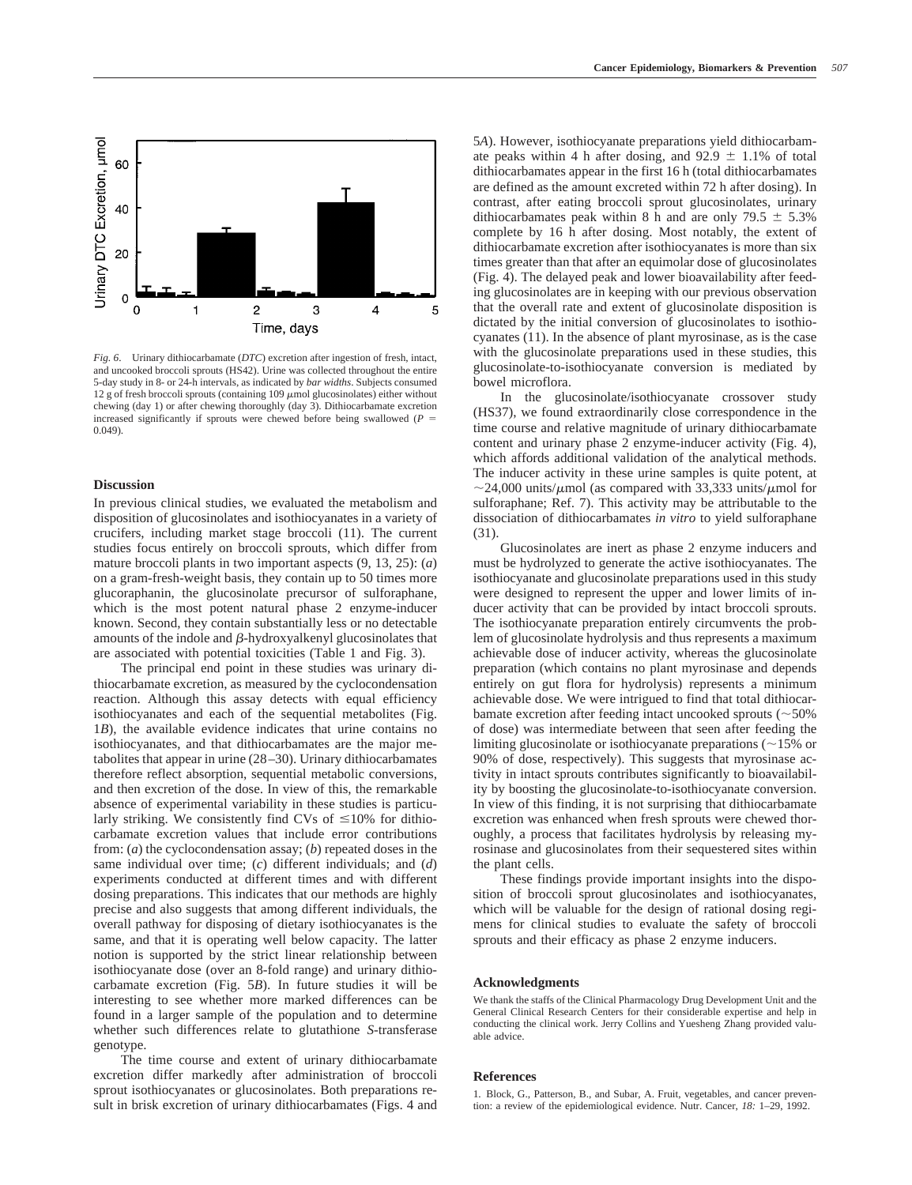*Fig. 6.* Urinary dithiocarbamate (*DTC*) excretion after ingestion of fresh, intact, and uncooked broccoli sprouts (HS42). Urine was collected throughout the entire 5-day study in 8- or 24-h intervals, as indicated by *bar widths*. Subjects consumed 12 g of fresh broccoli sprouts (containing 109 $\mu$mol glucosinolates) either without chewing (day 1) or after chewing thoroughly (day 3). Dithiocarbamate excretion increased significantly if sprouts were chewed before being swallowed ($P = 0.049$).

## Discussion

In previous clinical studies, we evaluated the metabolism and disposition of glucosinolates and isothiocyanates in a variety of crucifers, including market stage broccoli (11). The current studies focus entirely on broccoli sprouts, which differ from mature broccoli plants in two important aspects (9, 13, 25): (*a*) on a gram-fresh-weight basis, they contain up to 50 times more glucoraphanin, the glucosinolate precursor of sulforaphane, which is the most potent natural phase 2 enzyme-inducer known. Second, they contain substantially less or no detectable amounts of the indole and $\beta$-hydroxyalkenyl glucosinolates that are associated with potential toxicities (Table 1 and Fig. 3).

The principal end point in these studies was urinary dithiocarbamate excretion, as measured by the cyclocondensation reaction. Although this assay detects with equal efficiency isothiocyanates and each of the sequential metabolites (Fig. 1*B*), the available evidence indicates that urine contains no isothiocyanates, and that dithiocarbamates are the major metabolites that appear in urine (28–30). Urinary dithiocarbamates therefore reflect absorption, sequential metabolic conversions, and then excretion of the dose. In view of this, the remarkable absence of experimental variability in these studies is particularly striking. We consistently find CVs of $\leq$10% for dithiocarbamate excretion values that include error contributions from: (*a*) the cyclocondensation assay; (*b*) repeated doses in the same individual over time; (*c*) different individuals; and (*d*) experiments conducted at different times and with different dosing preparations. This indicates that our methods are highly precise and also suggests that among different individuals, the overall pathway for disposing of dietary isothiocyanates is the same, and that it is operating well below capacity. The latter notion is supported by the strict linear relationship between isothiocyanate dose (over an 8-fold range) and urinary dithiocarbamate excretion (Fig. 5*B*). In future studies it will be interesting to see whether more marked differences can be found in a larger sample of the population and to determine whether such differences relate to glutathione *S*-transferase genotype.

The time course and extent of urinary dithiocarbamate excretion differ markedly after administration of broccoli sprout isothiocyanates or glucosinolates. Both preparations result in brisk excretion of urinary dithiocarbamates (Figs. 4 and 5*A*). However, isothiocyanate preparations yield dithiocarbamate peaks within 4 h after dosing, and 92.9 $\pm$ 1.1% of total dithiocarbamates appear in the first 16 h (total dithiocarbamates are defined as the amount excreted within 72 h after dosing). In contrast, after eating broccoli sprout glucosinolates, urinary dithiocarbamates peak within 8 h and are only 79.5 $\pm$ 5.3% complete by 16 h after dosing. Most notably, the extent of dithiocarbamate excretion after isothiocyanates is more than six times greater than that after an equimolar dose of glucosinolates (Fig. 4). The delayed peak and lower bioavailability after feeding glucosinolates are in keeping with our previous observation that the overall rate and extent of glucosinolate disposition is dictated by the initial conversion of glucosinolates to isothiocyanates (11). In the absence of plant myrosinase, as is the case with the glucosinolate preparations used in these studies, this glucosinolate-to-isothiocyanate conversion is mediated by bowel microflora.

In the glucosinolate/isothiocyanate crossover study (HS37), we found extraordinarily close correspondence in the time course and relative magnitude of urinary dithiocarbamate content and urinary phase 2 enzyme-inducer activity (Fig. 4), which affords additional validation of the analytical methods. The inducer activity in these urine samples is quite potent, at ~24,000 units/$\mu$mol (as compared with 33,333 units/$\mu$mol for sulforaphane; Ref. 7). This activity may be attributable to the dissociation of dithiocarbamates *in vitro* to yield sulforaphane (31).

Glucosinolates are inert as phase 2 enzyme inducers and must be hydrolyzed to generate the active isothiocyanates. The isothiocyanate and glucosinolate preparations used in this study were designed to represent the upper and lower limits of inducer activity that can be provided by intact broccoli sprouts. The isothiocyanate preparation entirely circumvents the problem of glucosinolate hydrolysis and thus represents a maximum achievable dose of inducer activity, whereas the glucosinolate preparation (which contains no plant myrosinase and depends entirely on gut flora for hydrolysis) represents a minimum achievable dose. We were intrigued to find that total dithiocarbamate excretion after feeding intact uncooked sprouts (~50% of dose) was intermediate between that seen after feeding the limiting glucosinolate or isothiocyanate preparations (~15% or 90% of dose, respectively). This suggests that myrosinase activity in intact sprouts contributes significantly to bioavailability by boosting the glucosinolate-to-isothiocyanate conversion. In view of this finding, it is not surprising that dithiocarbamate excretion was enhanced when fresh sprouts were chewed thoroughly, a process that facilitates hydrolysis by releasing myrosinase and glucosinolates from their sequestered sites within the plant cells.

These findings provide important insights into the disposition of broccoli sprout glucosinolates and isothiocyanates, which will be valuable for the design of rational dosing regimens for clinical studies to evaluate the safety of broccoli sprouts and their efficacy as phase 2 enzyme inducers.

## Acknowledgments

We thank the staffs of the Clinical Pharmacology Drug Development Unit and the General Clinical Research Centers for their considerable expertise and help in conducting the clinical work. Jerry Collins and Yuesheng Zhang provided valuable advice.

## References

1. Block, G., Patterson, B., and Subar, A. Fruit, vegetables, and cancer prevention: a review of the epidemiological evidence. Nutr. Cancer, *18:* 1–29, 1992.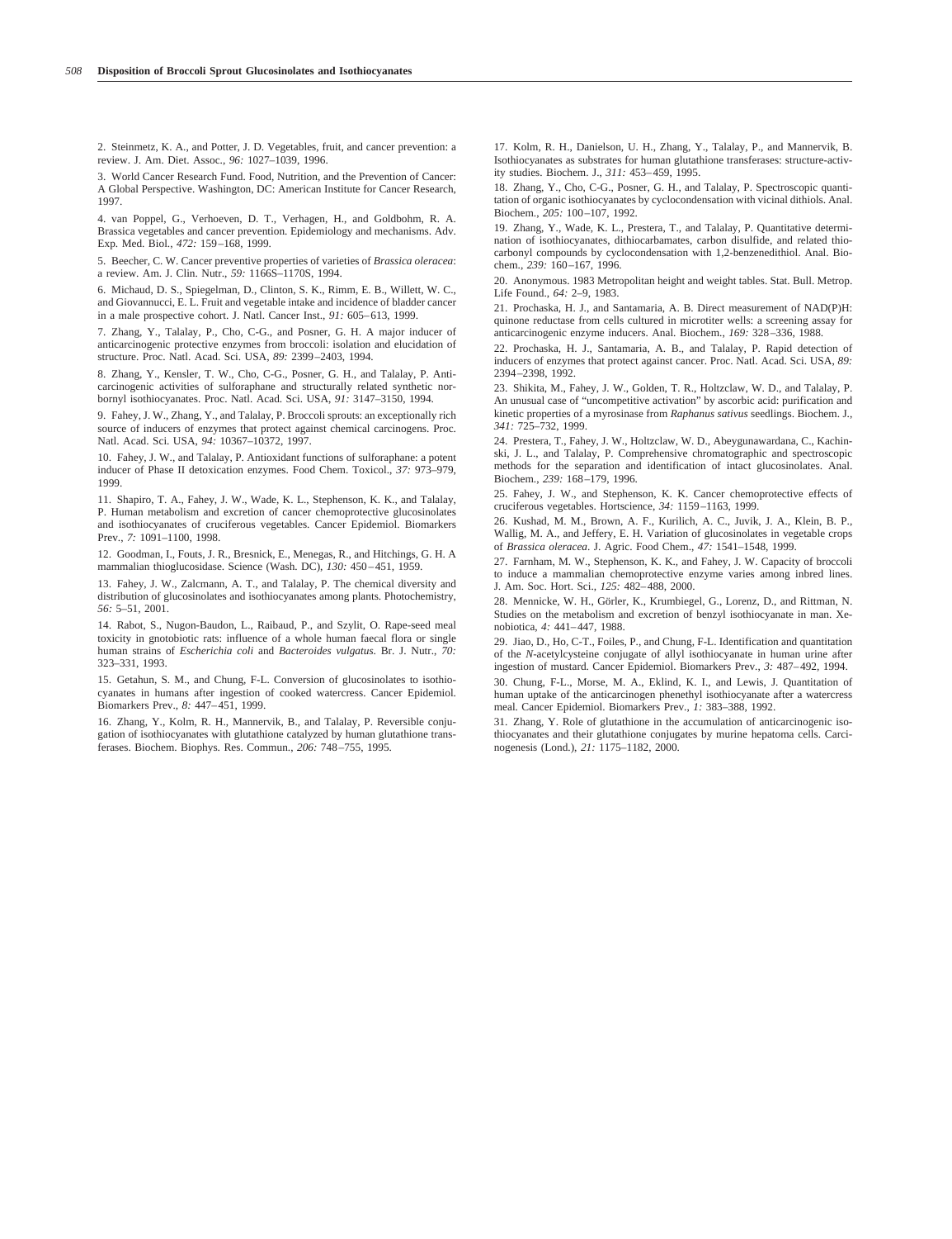2. Steinmetz, K. A., and Potter, J. D. Vegetables, fruit, and cancer prevention: a review. J. Am. Diet. Assoc., *96:* 1027–1039, 1996.

3. World Cancer Research Fund. Food, Nutrition, and the Prevention of Cancer: A Global Perspective. Washington, DC: American Institute for Cancer Research, 1997.

4. van Poppel, G., Verhoeven, D. T., Verhagen, H., and Goldbohm, R. A. Brassica vegetables and cancer prevention. Epidemiology and mechanisms. Adv. Exp. Med. Biol., *472:* 159–168, 1999.

5. Beecher, C. W. Cancer preventive properties of varieties of *Brassica oleracea*: a review. Am. J. Clin. Nutr., *59:* 1166S–1170S, 1994.

6. Michaud, D. S., Spiegelman, D., Clinton, S. K., Rimm, E. B., Willett, W. C., and Giovannucci, E. L. Fruit and vegetable intake and incidence of bladder cancer in a male prospective cohort. J. Natl. Cancer Inst., *91:* 605–613, 1999.

7. Zhang, Y., Talalay, P., Cho, C-G., and Posner, G. H. A major inducer of anticarcinogenic protective enzymes from broccoli: isolation and elucidation of structure. Proc. Natl. Acad. Sci. USA, *89:* 2399–2403, 1994.

8. Zhang, Y., Kensler, T. W., Cho, C-G., Posner, G. H., and Talalay, P. Anticarcinogenic activities of sulforaphane and structurally related synthetic norbornyl isothiocyanates. Proc. Natl. Acad. Sci. USA, *91:* 3147–3150, 1994.

9. Fahey, J. W., Zhang, Y., and Talalay, P. Broccoli sprouts: an exceptionally rich source of inducers of enzymes that protect against chemical carcinogens. Proc. Natl. Acad. Sci. USA, *94:* 10367–10372, 1997.

10. Fahey, J. W., and Talalay, P. Antioxidant functions of sulforaphane: a potent inducer of Phase II detoxication enzymes. Food Chem. Toxicol., *37:* 973–979, 1999.

11. Shapiro, T. A., Fahey, J. W., Wade, K. L., Stephenson, K. K., and Talalay, P. Human metabolism and excretion of cancer chemoprotective glucosinolates and isothiocyanates of cruciferous vegetables. Cancer Epidemiol. Biomarkers Prev., *7:* 1091–1100, 1998.

12. Goodman, I., Fouts, J. R., Bresnick, E., Menegas, R., and Hitchings, G. H. A mammalian thioglucosidase. Science (Wash. DC), *130:* 450–451, 1959.

13. Fahey, J. W., Zalcmann, A. T., and Talalay, P. The chemical diversity and distribution of glucosinolates and isothiocyanates among plants. Photochemistry, *56:* 5–51, 2001.

14. Rabot, S., Nugon-Baudon, L., Raibaud, P., and Szylit, O. Rape-seed meal toxicity in gnotobiotic rats: influence of a whole human faecal flora or single human strains of *Escherichia coli* and *Bacteroides vulgatus*. Br. J. Nutr., *70:* 323–331, 1993.

15. Getahun, S. M., and Chung, F-L. Conversion of glucosinolates to isothiocyanates in humans after ingestion of cooked watercress. Cancer Epidemiol. Biomarkers Prev., *8:* 447–451, 1999.

16. Zhang, Y., Kolm, R. H., Mannervik, B., and Talalay, P. Reversible conjugation of isothiocyanates with glutathione catalyzed by human glutathione transferases. Biochem. Biophys. Res. Commun., *206:* 748–755, 1995.

17. Kolm, R. H., Danielson, U. H., Zhang, Y., Talalay, P., and Mannervik, B. Isothiocyanates as substrates for human glutathione transferases: structure-activity studies. Biochem. J., *311:* 453–459, 1995.

18. Zhang, Y., Cho, C-G., Posner, G. H., and Talalay, P. Spectroscopic quantitation of organic isothiocyanates by cyclocondensation with vicinal dithiols. Anal. Biochem., *205:* 100–107, 1992.

19. Zhang, Y., Wade, K. L., Prestera, T., and Talalay, P. Quantitative determination of isothiocyanates, dithiocarbamates, carbon disulfide, and related thiocarbonyl compounds by cyclocondensation with 1,2-benzenedithiol. Anal. Biochem., *239:* 160–167, 1996.

20. Anonymous. 1983 Metropolitan height and weight tables. Stat. Bull. Metrop. Life Found., *64:* 2–9, 1983.

21. Prochaska, H. J., and Santamaria, A. B. Direct measurement of NAD(P)H: quinone reductase from cells cultured in microtiter wells: a screening assay for anticarcinogenic enzyme inducers. Anal. Biochem., *169:* 328–336, 1988.

22. Prochaska, H. J., Santamaria, A. B., and Talalay, P. Rapid detection of inducers of enzymes that protect against cancer. Proc. Natl. Acad. Sci. USA, *89:* 2394–2398, 1992.

23. Shikita, M., Fahey, J. W., Golden, T. R., Holtzclaw, W. D., and Talalay, P. An unusual case of "uncompetitive activation" by ascorbic acid: purification and kinetic properties of a myrosinase from *Raphanus sativus* seedlings. Biochem. J., *341:* 725–732, 1999.

24. Prestera, T., Fahey, J. W., Holtzclaw, W. D., Abeygunawardana, C., Kachinski, J. L., and Talalay, P. Comprehensive chromatographic and spectroscopic methods for the separation and identification of intact glucosinolates. Anal. Biochem., *239:* 168–179, 1996.

25. Fahey, J. W., and Stephenson, K. K. Cancer chemoprotective effects of cruciferous vegetables. Hortscience, *34:* 1159–1163, 1999.

26. Kushad, M. M., Brown, A. F., Kurilich, A. C., Juvik, J. A., Klein, B. P., Wallig, M. A., and Jeffery, E. H. Variation of glucosinolates in vegetable crops of *Brassica oleracea*. J. Agric. Food Chem., *47:* 1541–1548, 1999.

27. Farnham, M. W., Stephenson, K. K., and Fahey, J. W. Capacity of broccoli to induce a mammalian chemoprotective enzyme varies among inbred lines. J. Am. Soc. Hort. Sci., *125:* 482–488, 2000.

28. Mennicke, W. H., Görler, K., Krumbiegel, G., Lorenz, D., and Rittman, N. Studies on the metabolism and excretion of benzyl isothiocyanate in man. Xenobiotica, *4:* 441–447, 1988.

29. Jiao, D., Ho, C-T., Foiles, P., and Chung, F-L. Identification and quantitation of the *N*-acetylcysteine conjugate of allyl isothiocyanate in human urine after ingestion of mustard. Cancer Epidemiol. Biomarkers Prev., *3:* 487–492, 1994.

30. Chung, F-L., Morse, M. A., Eklind, K. I., and Lewis, J. Quantitation of human uptake of the anticarcinogen phenethyl isothiocyanate after a watercress meal. Cancer Epidemiol. Biomarkers Prev., *1:* 383–388, 1992.

31. Zhang, Y. Role of glutathione in the accumulation of anticarcinogenic isothiocyanates and their glutathione conjugates by murine hepatoma cells. Carcinogenesis (Lond.), *21:* 1175–1182, 2000.